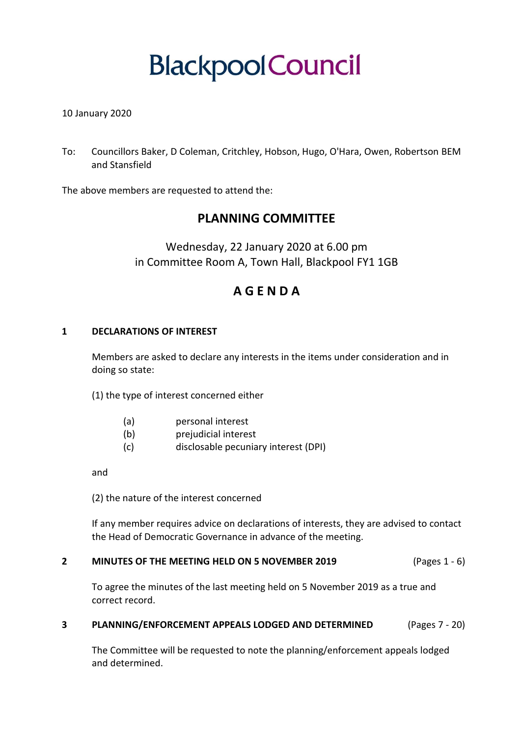# Blackpool Council

10 January 2020

To: Councillors Baker, D Coleman, Critchley, Hobson, Hugo, O'Hara, Owen, Robertson BEM and Stansfield

The above members are requested to attend the:

## PLANNING COMMITTEE

Wednesday, 22 January 2020 at 6.00 pm
in Committee Room A, Town Hall, Blackpool FY1 1GB

## A G E N D A

### 1 DECLARATIONS OF INTEREST

Members are asked to declare any interests in the items under consideration and in doing so state:

(1) the type of interest concerned either

(a) personal interest
(b) prejudicial interest
(c) disclosable pecuniary interest (DPI)

and

(2) the nature of the interest concerned

If any member requires advice on declarations of interests, they are advised to contact the Head of Democratic Governance in advance of the meeting.

### 2 MINUTES OF THE MEETING HELD ON 5 NOVEMBER 2019 (Pages 1 - 6)

To agree the minutes of the last meeting held on 5 November 2019 as a true and correct record.

### 3 PLANNING/ENFORCEMENT APPEALS LODGED AND DETERMINED (Pages 7 - 20)

The Committee will be requested to note the planning/enforcement appeals lodged and determined.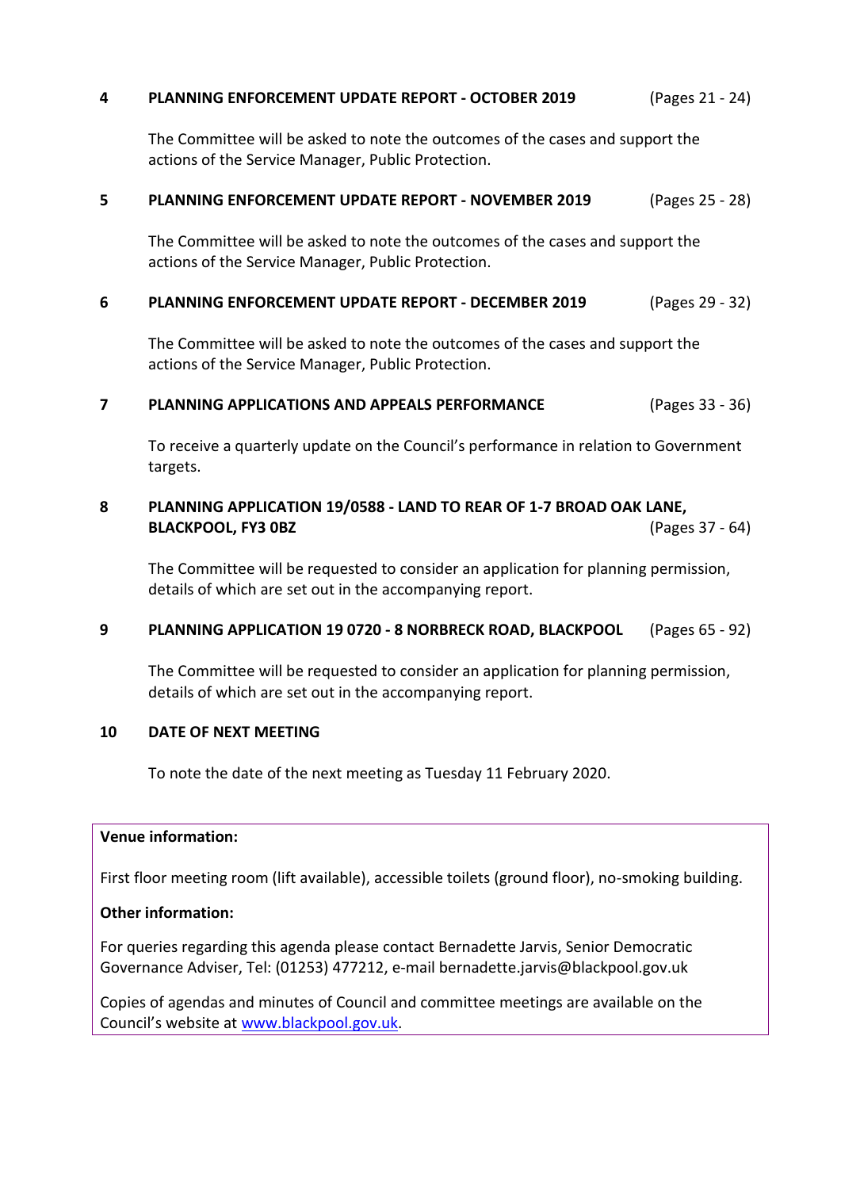**4 PLANNING ENFORCEMENT UPDATE REPORT - OCTOBER 2019** (Pages 21 - 24)

The Committee will be asked to note the outcomes of the cases and support the actions of the Service Manager, Public Protection.

**5 PLANNING ENFORCEMENT UPDATE REPORT - NOVEMBER 2019** (Pages 25 - 28)

The Committee will be asked to note the outcomes of the cases and support the actions of the Service Manager, Public Protection.

**6 PLANNING ENFORCEMENT UPDATE REPORT - DECEMBER 2019** (Pages 29 - 32)

The Committee will be asked to note the outcomes of the cases and support the actions of the Service Manager, Public Protection.

**7 PLANNING APPLICATIONS AND APPEALS PERFORMANCE** (Pages 33 - 36)

To receive a quarterly update on the Council's performance in relation to Government targets.

**8 PLANNING APPLICATION 19/0588 - LAND TO REAR OF 1-7 BROAD OAK LANE, BLACKPOOL, FY3 0BZ** (Pages 37 - 64)

The Committee will be requested to consider an application for planning permission, details of which are set out in the accompanying report.

**9 PLANNING APPLICATION 19 0720 - 8 NORBRECK ROAD, BLACKPOOL** (Pages 65 - 92)

The Committee will be requested to consider an application for planning permission, details of which are set out in the accompanying report.

**10 DATE OF NEXT MEETING**

To note the date of the next meeting as Tuesday 11 February 2020.

**Venue information:**

First floor meeting room (lift available), accessible toilets (ground floor), no-smoking building.

**Other information:**

For queries regarding this agenda please contact Bernadette Jarvis, Senior Democratic Governance Adviser, Tel: (01253) 477212, e-mail bernadette.jarvis@blackpool.gov.uk

Copies of agendas and minutes of Council and committee meetings are available on the Council's website at www.blackpool.gov.uk.